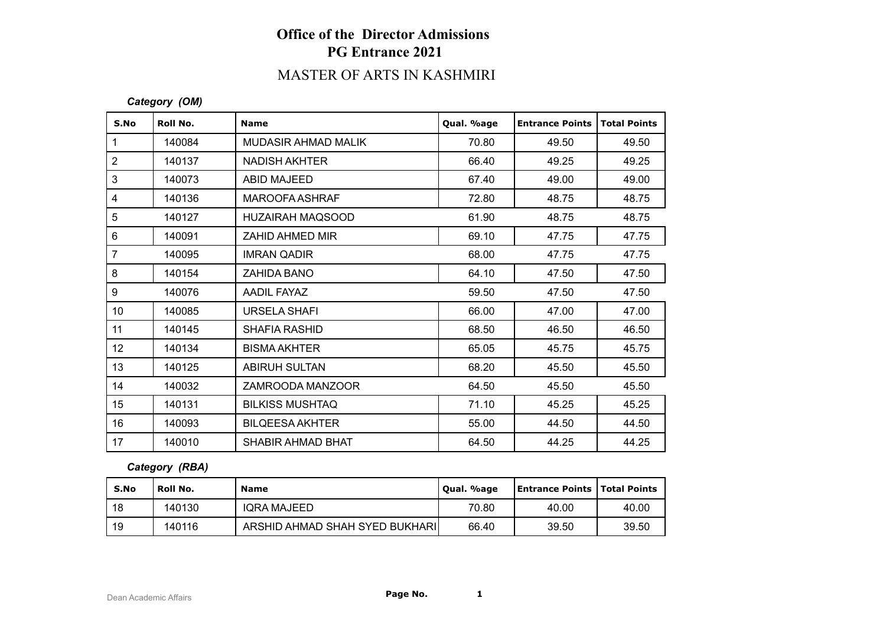# Office of the Director Admissions
## PG Entrance 2021

## MASTER OF ARTS IN KASHMIRI

*Category (OM)*

| S.No | Roll No. | Name | Qual. %age | Entrance Points | Total Points |
|---|---|---|---|---|---|
| 1 | 140084 | MUDASIR AHMAD MALIK | 70.80 | 49.50 | 49.50 |
| 2 | 140137 | NADISH AKHTER | 66.40 | 49.25 | 49.25 |
| 3 | 140073 | ABID MAJEED | 67.40 | 49.00 | 49.00 |
| 4 | 140136 | MAROOFA ASHRAF | 72.80 | 48.75 | 48.75 |
| 5 | 140127 | HUZAIRAH MAQSOOD | 61.90 | 48.75 | 48.75 |
| 6 | 140091 | ZAHID AHMED MIR | 69.10 | 47.75 | 47.75 |
| 7 | 140095 | IMRAN QADIR | 68.00 | 47.75 | 47.75 |
| 8 | 140154 | ZAHIDA BANO | 64.10 | 47.50 | 47.50 |
| 9 | 140076 | AADIL FAYAZ | 59.50 | 47.50 | 47.50 |
| 10 | 140085 | URSELA SHAFI | 66.00 | 47.00 | 47.00 |
| 11 | 140145 | SHAFIA RASHID | 68.50 | 46.50 | 46.50 |
| 12 | 140134 | BISMA AKHTER | 65.05 | 45.75 | 45.75 |
| 13 | 140125 | ABIRUH SULTAN | 68.20 | 45.50 | 45.50 |
| 14 | 140032 | ZAMROODA MANZOOR | 64.50 | 45.50 | 45.50 |
| 15 | 140131 | BILKISS MUSHTAQ | 71.10 | 45.25 | 45.25 |
| 16 | 140093 | BILQEESA AKHTER | 55.00 | 44.50 | 44.50 |
| 17 | 140010 | SHABIR AHMAD BHAT | 64.50 | 44.25 | 44.25 |

*Category (RBA)*

| S.No | Roll No. | Name | Qual. %age | Entrance Points | Total Points |
|---|---|---|---|---|---|
| 18 | 140130 | IQRA MAJEED | 70.80 | 40.00 | 40.00 |
| 19 | 140116 | ARSHID AHMAD SHAH SYED BUKHARI | 66.40 | 39.50 | 39.50 |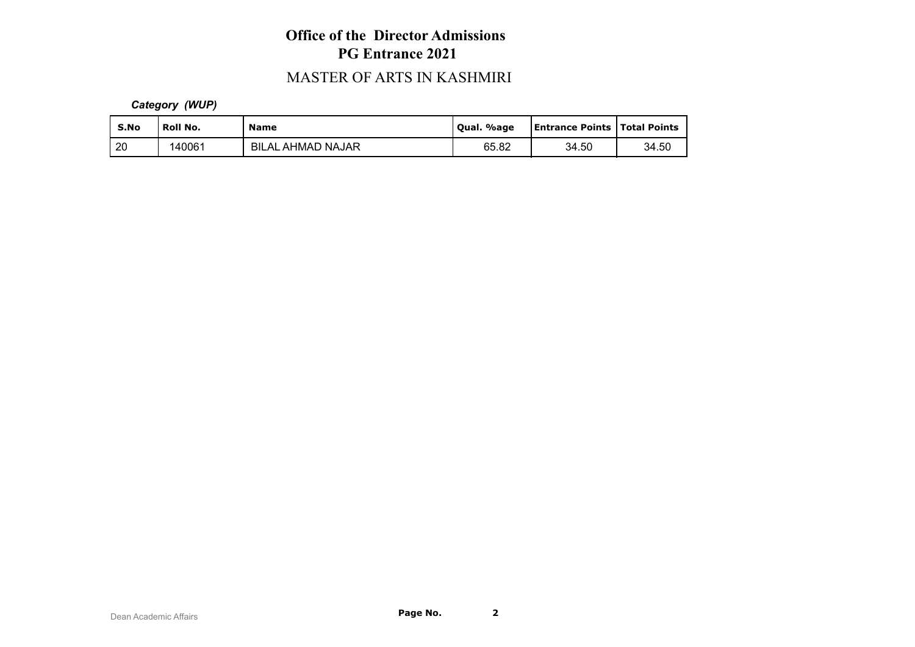# Office of the Director Admissions
# PG Entrance 2021

## MASTER OF ARTS IN KASHMIRI

***Category (WUP)***

| S.No | Roll No. | Name | Qual. %age | Entrance Points | Total Points |
|---|---|---|---|---|---|
| 20 | 140061 | BILAL AHMAD NAJAR | 65.82 | 34.50 | 34.50 |

Dean Academic Affairs